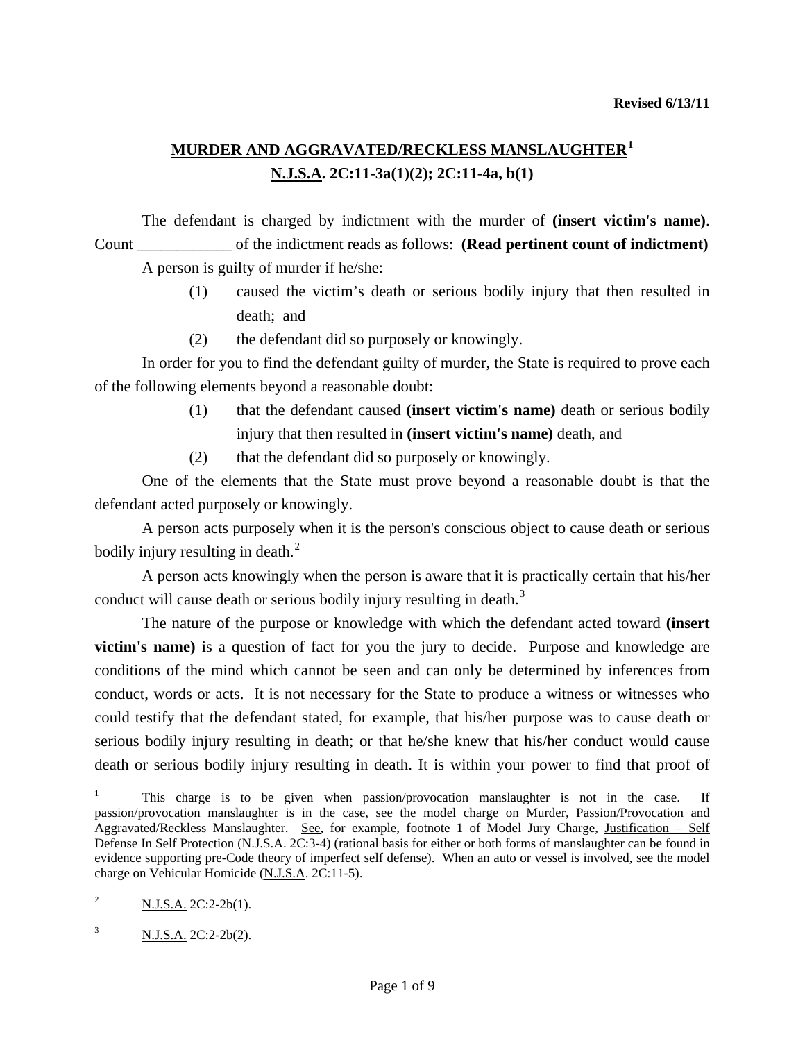Revised 6/13/11

## MURDER AND AGGRAVATED/RECKLESS MANSLAUGHTER[1]
## N.J.S.A. 2C:11-3a(1)(2); 2C:11-4a, b(1)

The defendant is charged by indictment with the murder of **(insert victim's name)**. Count ____________ of the indictment reads as follows: **(Read pertinent count of indictment)**

A person is guilty of murder if he/she:

(1) caused the victim's death or serious bodily injury that then resulted in death; and

(2) the defendant did so purposely or knowingly.

In order for you to find the defendant guilty of murder, the State is required to prove each of the following elements beyond a reasonable doubt:

(1) that the defendant caused **(insert victim's name)** death or serious bodily injury that then resulted in **(insert victim's name)** death, and

(2) that the defendant did so purposely or knowingly.

One of the elements that the State must prove beyond a reasonable doubt is that the defendant acted purposely or knowingly.

A person acts purposely when it is the person's conscious object to cause death or serious bodily injury resulting in death.[2]

A person acts knowingly when the person is aware that it is practically certain that his/her conduct will cause death or serious bodily injury resulting in death.[3]

The nature of the purpose or knowledge with which the defendant acted toward **(insert victim's name)** is a question of fact for you the jury to decide. Purpose and knowledge are conditions of the mind which cannot be seen and can only be determined by inferences from conduct, words or acts. It is not necessary for the State to produce a witness or witnesses who could testify that the defendant stated, for example, that his/her purpose was to cause death or serious bodily injury resulting in death; or that he/she knew that his/her conduct would cause death or serious bodily injury resulting in death. It is within your power to find that proof of

---

[1] This charge is to be given when passion/provocation manslaughter is not in the case. If passion/provocation manslaughter is in the case, see the model charge on Murder, Passion/Provocation and Aggravated/Reckless Manslaughter. See, for example, footnote 1 of Model Jury Charge, Justification – Self Defense In Self Protection (N.J.S.A. 2C:3-4) (rational basis for either or both forms of manslaughter can be found in evidence supporting pre-Code theory of imperfect self defense). When an auto or vessel is involved, see the model charge on Vehicular Homicide (N.J.S.A. 2C:11-5).

[2] N.J.S.A. 2C:2-2b(1).

[3] N.J.S.A. 2C:2-2b(2).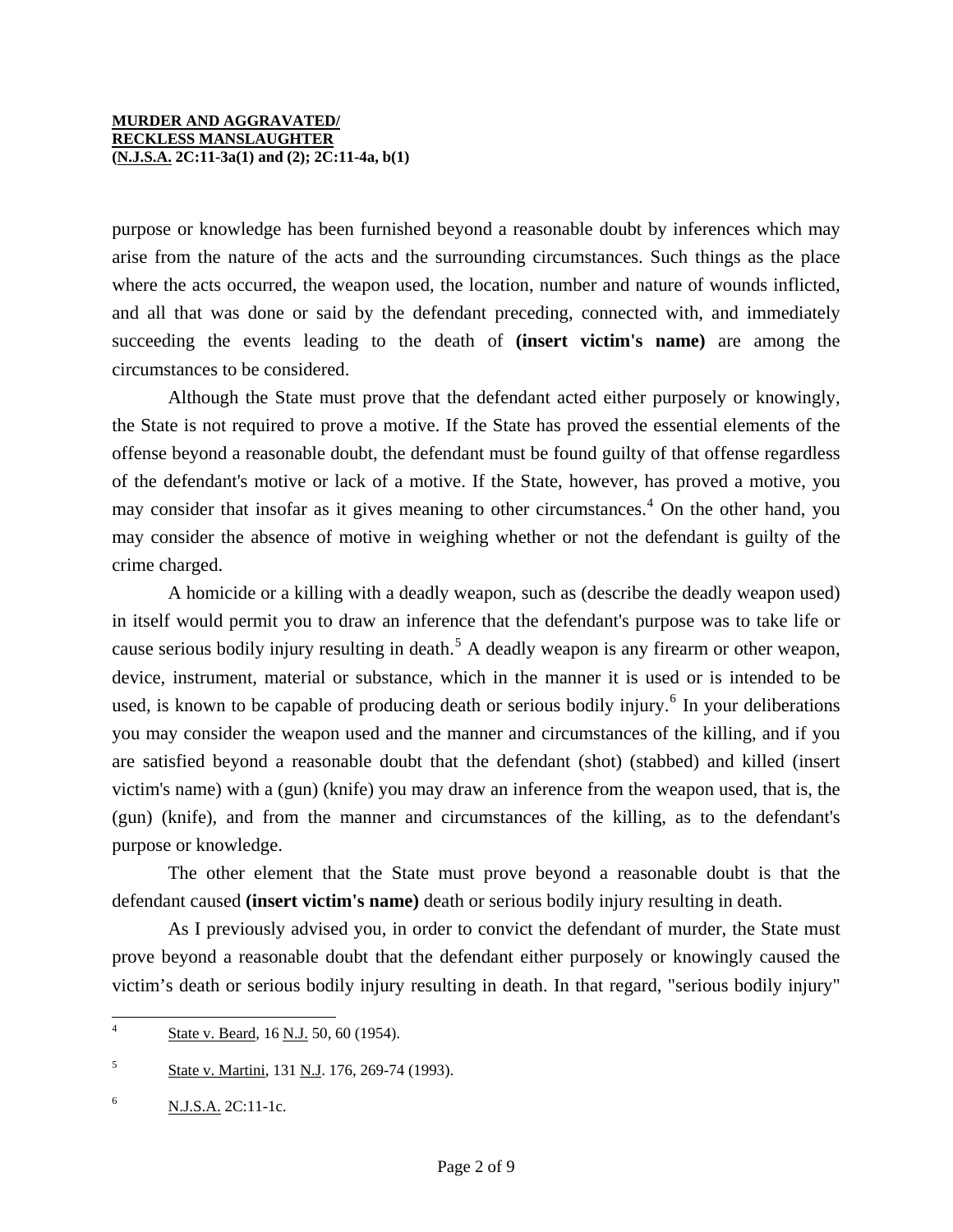purpose or knowledge has been furnished beyond a reasonable doubt by inferences which may arise from the nature of the acts and the surrounding circumstances. Such things as the place where the acts occurred, the weapon used, the location, number and nature of wounds inflicted, and all that was done or said by the defendant preceding, connected with, and immediately succeeding the events leading to the death of **(insert victim's name)** are among the circumstances to be considered.

Although the State must prove that the defendant acted either purposely or knowingly, the State is not required to prove a motive. If the State has proved the essential elements of the offense beyond a reasonable doubt, the defendant must be found guilty of that offense regardless of the defendant's motive or lack of a motive. If the State, however, has proved a motive, you may consider that insofar as it gives meaning to other circumstances.[4] On the other hand, you may consider the absence of motive in weighing whether or not the defendant is guilty of the crime charged.

A homicide or a killing with a deadly weapon, such as (describe the deadly weapon used) in itself would permit you to draw an inference that the defendant's purpose was to take life or cause serious bodily injury resulting in death.[5] A deadly weapon is any firearm or other weapon, device, instrument, material or substance, which in the manner it is used or is intended to be used, is known to be capable of producing death or serious bodily injury.[6] In your deliberations you may consider the weapon used and the manner and circumstances of the killing, and if you are satisfied beyond a reasonable doubt that the defendant (shot) (stabbed) and killed (insert victim's name) with a (gun) (knife) you may draw an inference from the weapon used, that is, the (gun) (knife), and from the manner and circumstances of the killing, as to the defendant's purpose or knowledge.

The other element that the State must prove beyond a reasonable doubt is that the defendant caused **(insert victim's name)** death or serious bodily injury resulting in death.

As I previously advised you, in order to convict the defendant of murder, the State must prove beyond a reasonable doubt that the defendant either purposely or knowingly caused the victim's death or serious bodily injury resulting in death. In that regard, "serious bodily injury"

---

[4] State v. Beard, 16 N.J. 50, 60 (1954).

[5] State v. Martini, 131 N.J. 176, 269-74 (1993).

[6] N.J.S.A. 2C:11-1c.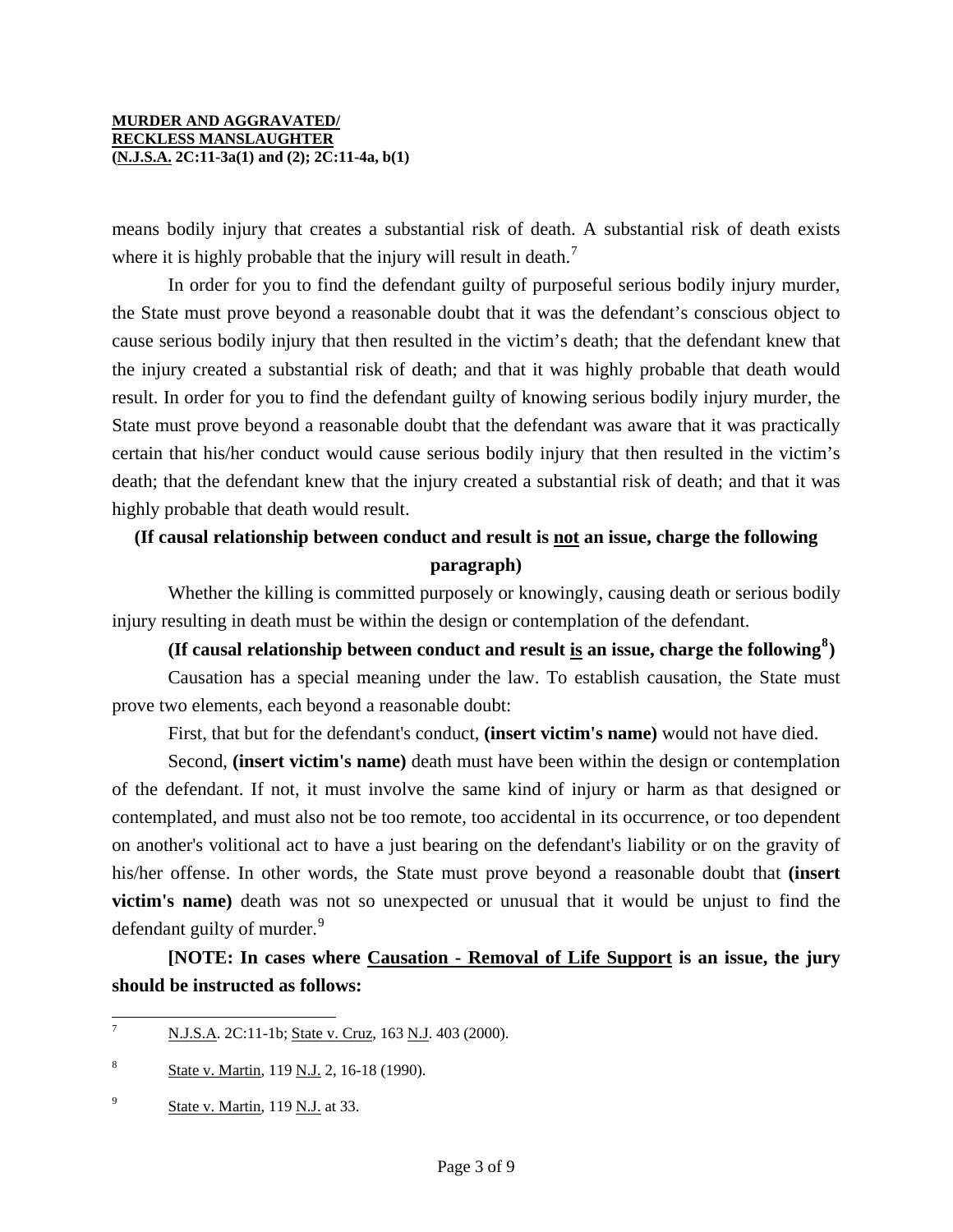means bodily injury that creates a substantial risk of death. A substantial risk of death exists where it is highly probable that the injury will result in death.[7]

In order for you to find the defendant guilty of purposeful serious bodily injury murder, the State must prove beyond a reasonable doubt that it was the defendant's conscious object to cause serious bodily injury that then resulted in the victim's death; that the defendant knew that the injury created a substantial risk of death; and that it was highly probable that death would result. In order for you to find the defendant guilty of knowing serious bodily injury murder, the State must prove beyond a reasonable doubt that the defendant was aware that it was practically certain that his/her conduct would cause serious bodily injury that then resulted in the victim's death; that the defendant knew that the injury created a substantial risk of death; and that it was highly probable that death would result.

**(If causal relationship between conduct and result is <u>not</u> an issue, charge the following paragraph)**

Whether the killing is committed purposely or knowingly, causing death or serious bodily injury resulting in death must be within the design or contemplation of the defendant.

**(If causal relationship between conduct and result <u>is</u> an issue, charge the following[8])**

Causation has a special meaning under the law. To establish causation, the State must prove two elements, each beyond a reasonable doubt:

First, that but for the defendant's conduct, **(insert victim's name)** would not have died.

Second, **(insert victim's name)** death must have been within the design or contemplation of the defendant. If not, it must involve the same kind of injury or harm as that designed or contemplated, and must also not be too remote, too accidental in its occurrence, or too dependent on another's volitional act to have a just bearing on the defendant's liability or on the gravity of his/her offense. In other words, the State must prove beyond a reasonable doubt that **(insert victim's name)** death was not so unexpected or unusual that it would be unjust to find the defendant guilty of murder.[9]

**[NOTE: In cases where <u>Causation - Removal of Life Support</u> is an issue, the jury should be instructed as follows:**

---

[7] <u>N.J.S.A</u>. 2C:11-1b; <u>State v. Cruz</u>, 163 <u>N.J</u>. 403 (2000).

[8] <u>State v. Martin</u>, 119 <u>N.J.</u> 2, 16-18 (1990).

[9] <u>State v. Martin</u>, 119 <u>N.J.</u> at 33.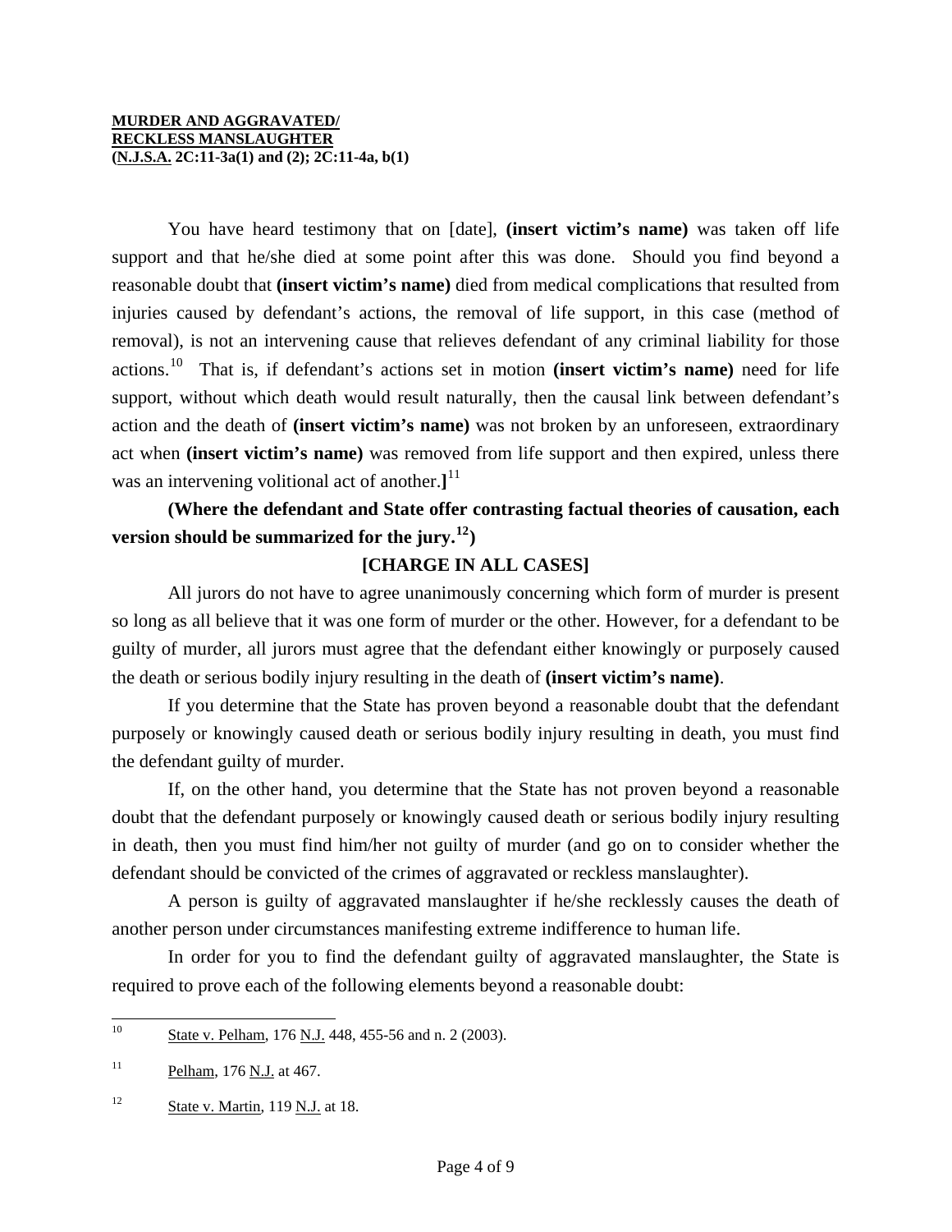**MURDER AND AGGRAVATED/**
**RECKLESS MANSLAUGHTER**
**(N.J.S.A. 2C:11-3a(1) and (2); 2C:11-4a, b(1)**

You have heard testimony that on [date], **(insert victim's name)** was taken off life support and that he/she died at some point after this was done. Should you find beyond a reasonable doubt that **(insert victim's name)** died from medical complications that resulted from injuries caused by defendant's actions, the removal of life support, in this case (method of removal), is not an intervening cause that relieves defendant of any criminal liability for those actions.[10] That is, if defendant's actions set in motion **(insert victim's name)** need for life support, without which death would result naturally, then the causal link between defendant's action and the death of **(insert victim's name)** was not broken by an unforeseen, extraordinary act when **(insert victim's name)** was removed from life support and then expired, unless there was an intervening volitional act of another.**]**[11]

**(Where the defendant and State offer contrasting factual theories of causation, each version should be summarized for the jury.[12])**

**[CHARGE IN ALL CASES]**

All jurors do not have to agree unanimously concerning which form of murder is present so long as all believe that it was one form of murder or the other. However, for a defendant to be guilty of murder, all jurors must agree that the defendant either knowingly or purposely caused the death or serious bodily injury resulting in the death of **(insert victim's name)**.

If you determine that the State has proven beyond a reasonable doubt that the defendant purposely or knowingly caused death or serious bodily injury resulting in death, you must find the defendant guilty of murder.

If, on the other hand, you determine that the State has not proven beyond a reasonable doubt that the defendant purposely or knowingly caused death or serious bodily injury resulting in death, then you must find him/her not guilty of murder (and go on to consider whether the defendant should be convicted of the crimes of aggravated or reckless manslaughter).

A person is guilty of aggravated manslaughter if he/she recklessly causes the death of another person under circumstances manifesting extreme indifference to human life.

In order for you to find the defendant guilty of aggravated manslaughter, the State is required to prove each of the following elements beyond a reasonable doubt:

---

[10] State v. Pelham, 176 N.J. 448, 455-56 and n. 2 (2003).

[11] Pelham, 176 N.J. at 467.

[12] State v. Martin, 119 N.J. at 18.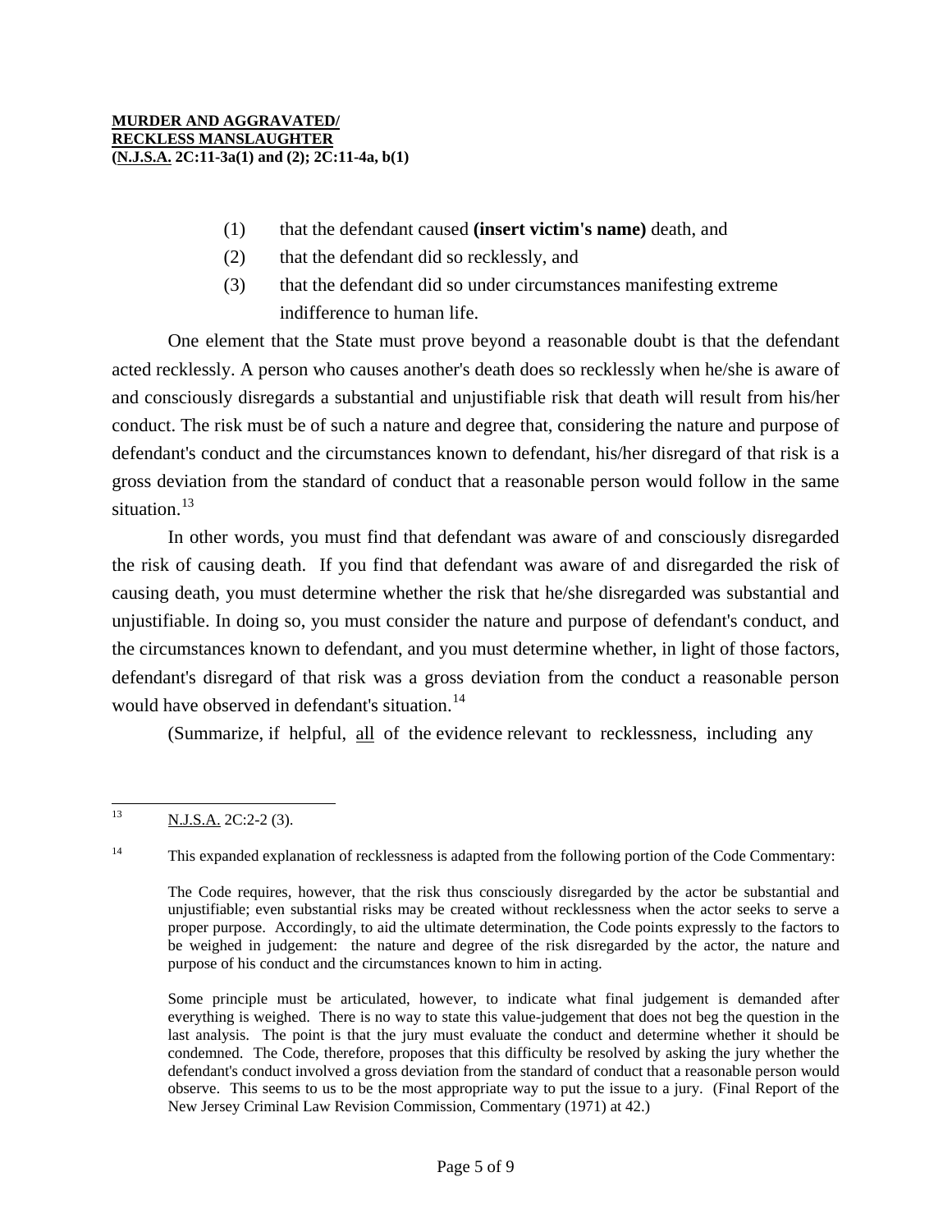(1) that the defendant caused **(insert victim's name)** death, and

(2) that the defendant did so recklessly, and

(3) that the defendant did so under circumstances manifesting extreme indifference to human life.

One element that the State must prove beyond a reasonable doubt is that the defendant acted recklessly. A person who causes another's death does so recklessly when he/she is aware of and consciously disregards a substantial and unjustifiable risk that death will result from his/her conduct. The risk must be of such a nature and degree that, considering the nature and purpose of defendant's conduct and the circumstances known to defendant, his/her disregard of that risk is a gross deviation from the standard of conduct that a reasonable person would follow in the same situation.[13]

In other words, you must find that defendant was aware of and consciously disregarded the risk of causing death. If you find that defendant was aware of and disregarded the risk of causing death, you must determine whether the risk that he/she disregarded was substantial and unjustifiable. In doing so, you must consider the nature and purpose of defendant's conduct, and the circumstances known to defendant, and you must determine whether, in light of those factors, defendant's disregard of that risk was a gross deviation from the conduct a reasonable person would have observed in defendant's situation.[14]

(Summarize, if helpful, all of the evidence relevant to recklessness, including any

---

[13] N.J.S.A. 2C:2-2 (3).

[14] This expanded explanation of recklessness is adapted from the following portion of the Code Commentary:

> The Code requires, however, that the risk thus consciously disregarded by the actor be substantial and unjustifiable; even substantial risks may be created without recklessness when the actor seeks to serve a proper purpose. Accordingly, to aid the ultimate determination, the Code points expressly to the factors to be weighed in judgement: the nature and degree of the risk disregarded by the actor, the nature and purpose of his conduct and the circumstances known to him in acting.
>
> Some principle must be articulated, however, to indicate what final judgement is demanded after everything is weighed. There is no way to state this value-judgement that does not beg the question in the last analysis. The point is that the jury must evaluate the conduct and determine whether it should be condemned. The Code, therefore, proposes that this difficulty be resolved by asking the jury whether the defendant's conduct involved a gross deviation from the standard of conduct that a reasonable person would observe. This seems to us to be the most appropriate way to put the issue to a jury. (Final Report of the New Jersey Criminal Law Revision Commission, Commentary (1971) at 42.)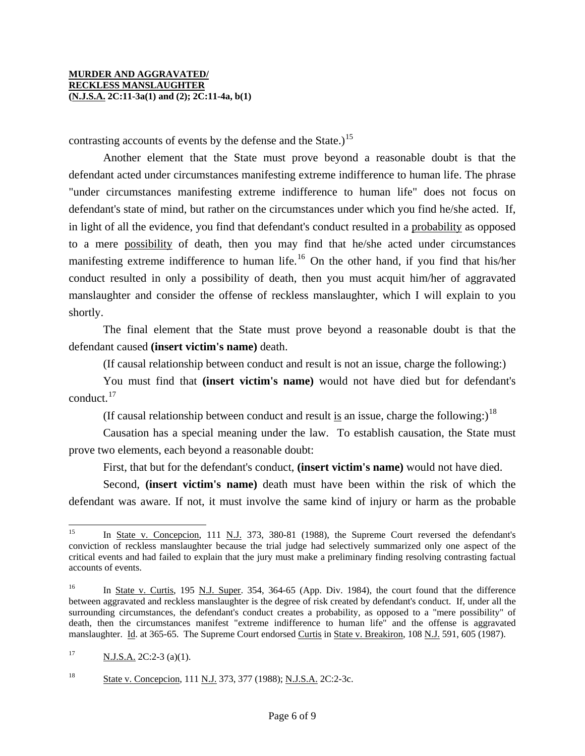contrasting accounts of events by the defense and the State.)[15]

Another element that the State must prove beyond a reasonable doubt is that the defendant acted under circumstances manifesting extreme indifference to human life. The phrase "under circumstances manifesting extreme indifference to human life" does not focus on defendant's state of mind, but rather on the circumstances under which you find he/she acted. If, in light of all the evidence, you find that defendant's conduct resulted in a probability as opposed to a mere possibility of death, then you may find that he/she acted under circumstances manifesting extreme indifference to human life.[16] On the other hand, if you find that his/her conduct resulted in only a possibility of death, then you must acquit him/her of aggravated manslaughter and consider the offense of reckless manslaughter, which I will explain to you shortly.

The final element that the State must prove beyond a reasonable doubt is that the defendant caused **(insert victim's name)** death.

(If causal relationship between conduct and result is not an issue, charge the following:)

You must find that **(insert victim's name)** would not have died but for defendant's conduct.[17]

(If causal relationship between conduct and result is an issue, charge the following:)[18]

Causation has a special meaning under the law. To establish causation, the State must prove two elements, each beyond a reasonable doubt:

First, that but for the defendant's conduct, **(insert victim's name)** would not have died.

Second, **(insert victim's name)** death must have been within the risk of which the defendant was aware. If not, it must involve the same kind of injury or harm as the probable

---

[15] In State v. Concepcion, 111 N.J. 373, 380-81 (1988), the Supreme Court reversed the defendant's conviction of reckless manslaughter because the trial judge had selectively summarized only one aspect of the critical events and had failed to explain that the jury must make a preliminary finding resolving contrasting factual accounts of events.

[16] In State v. Curtis, 195 N.J. Super. 354, 364-65 (App. Div. 1984), the court found that the difference between aggravated and reckless manslaughter is the degree of risk created by defendant's conduct. If, under all the surrounding circumstances, the defendant's conduct creates a probability, as opposed to a "mere possibility" of death, then the circumstances manifest "extreme indifference to human life" and the offense is aggravated manslaughter. Id. at 365-65. The Supreme Court endorsed Curtis in State v. Breakiron, 108 N.J. 591, 605 (1987).

[17] N.J.S.A. 2C:2-3 (a)(1).

[18] State v. Concepcion, 111 N.J. 373, 377 (1988); N.J.S.A. 2C:2-3c.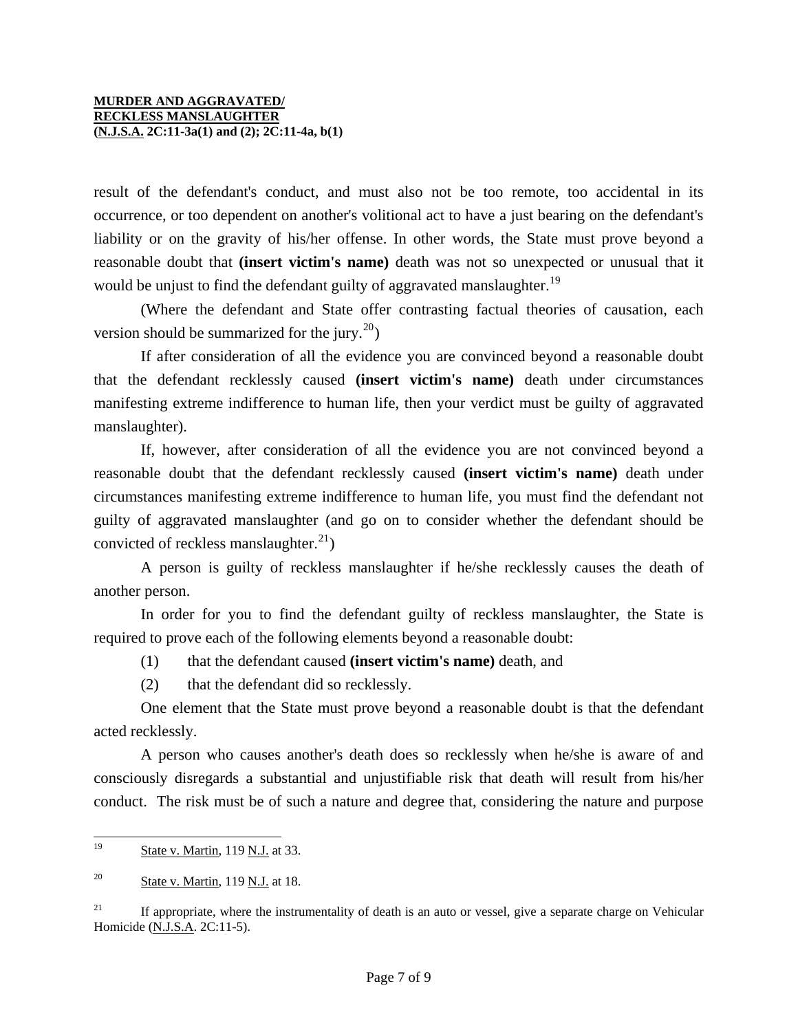result of the defendant's conduct, and must also not be too remote, too accidental in its occurrence, or too dependent on another's volitional act to have a just bearing on the defendant's liability or on the gravity of his/her offense. In other words, the State must prove beyond a reasonable doubt that **(insert victim's name)** death was not so unexpected or unusual that it would be unjust to find the defendant guilty of aggravated manslaughter.[19]

(Where the defendant and State offer contrasting factual theories of causation, each version should be summarized for the jury.[20])

If after consideration of all the evidence you are convinced beyond a reasonable doubt that the defendant recklessly caused **(insert victim's name)** death under circumstances manifesting extreme indifference to human life, then your verdict must be guilty of aggravated manslaughter).

If, however, after consideration of all the evidence you are not convinced beyond a reasonable doubt that the defendant recklessly caused **(insert victim's name)** death under circumstances manifesting extreme indifference to human life, you must find the defendant not guilty of aggravated manslaughter (and go on to consider whether the defendant should be convicted of reckless manslaughter.[21])

A person is guilty of reckless manslaughter if he/she recklessly causes the death of another person.

In order for you to find the defendant guilty of reckless manslaughter, the State is required to prove each of the following elements beyond a reasonable doubt:

(1) that the defendant caused **(insert victim's name)** death, and

(2) that the defendant did so recklessly.

One element that the State must prove beyond a reasonable doubt is that the defendant acted recklessly.

A person who causes another's death does so recklessly when he/she is aware of and consciously disregards a substantial and unjustifiable risk that death will result from his/her conduct. The risk must be of such a nature and degree that, considering the nature and purpose

---

[19] State v. Martin, 119 N.J. at 33.

[20] State v. Martin, 119 N.J. at 18.

[21] If appropriate, where the instrumentality of death is an auto or vessel, give a separate charge on Vehicular Homicide (N.J.S.A. 2C:11-5).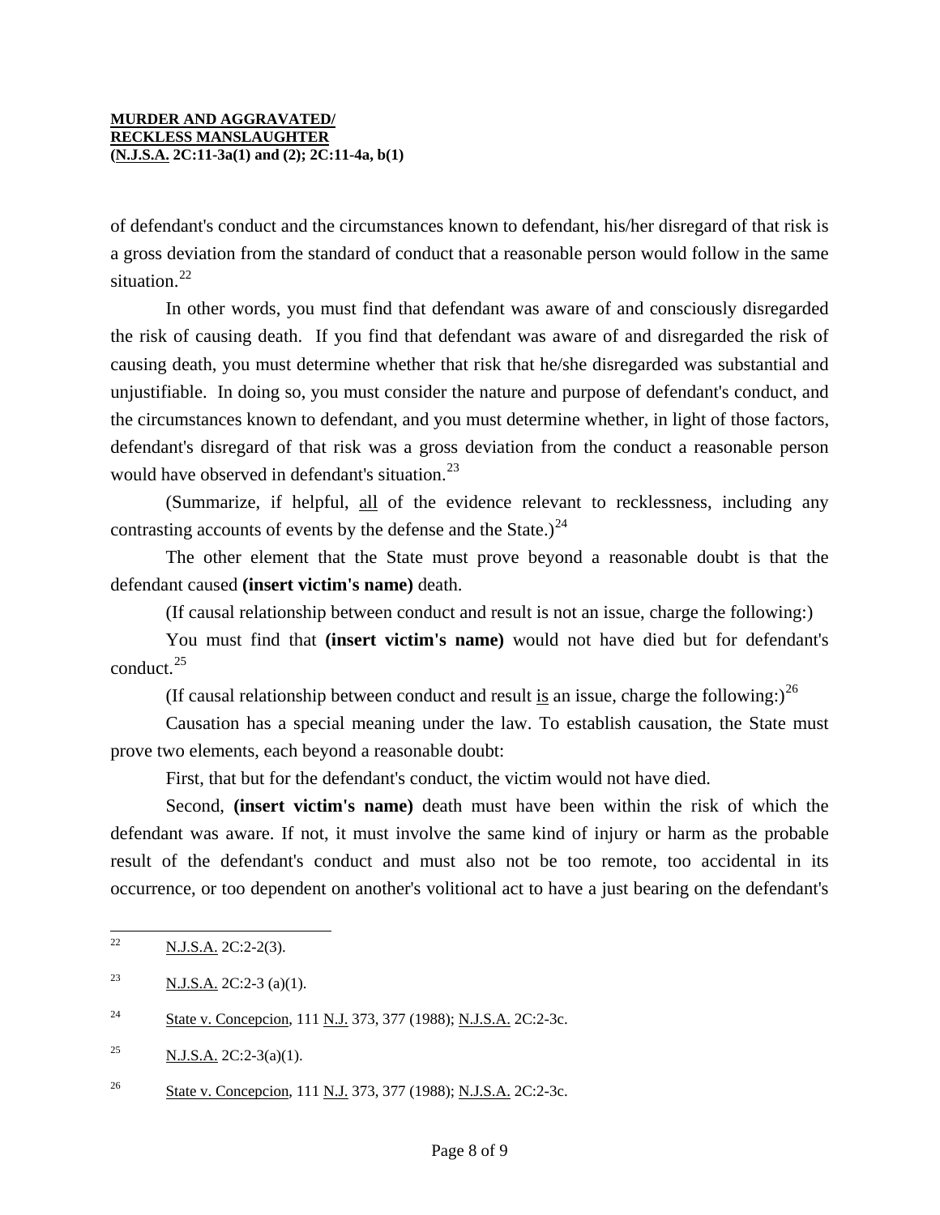of defendant's conduct and the circumstances known to defendant, his/her disregard of that risk is a gross deviation from the standard of conduct that a reasonable person would follow in the same situation.[22]

In other words, you must find that defendant was aware of and consciously disregarded the risk of causing death. If you find that defendant was aware of and disregarded the risk of causing death, you must determine whether that risk that he/she disregarded was substantial and unjustifiable. In doing so, you must consider the nature and purpose of defendant's conduct, and the circumstances known to defendant, and you must determine whether, in light of those factors, defendant's disregard of that risk was a gross deviation from the conduct a reasonable person would have observed in defendant's situation.[23]

(Summarize, if helpful, all of the evidence relevant to recklessness, including any contrasting accounts of events by the defense and the State.)[24]

The other element that the State must prove beyond a reasonable doubt is that the defendant caused **(insert victim's name)** death.

(If causal relationship between conduct and result is not an issue, charge the following:)

You must find that **(insert victim's name)** would not have died but for defendant's conduct.[25]

(If causal relationship between conduct and result is an issue, charge the following:)[26]

Causation has a special meaning under the law. To establish causation, the State must prove two elements, each beyond a reasonable doubt:

First, that but for the defendant's conduct, the victim would not have died.

Second, **(insert victim's name)** death must have been within the risk of which the defendant was aware. If not, it must involve the same kind of injury or harm as the probable result of the defendant's conduct and must also not be too remote, too accidental in its occurrence, or too dependent on another's volitional act to have a just bearing on the defendant's

---

[22] N.J.S.A. 2C:2-2(3).

[23] N.J.S.A. 2C:2-3 (a)(1).

[24] State v. Concepcion, 111 N.J. 373, 377 (1988); N.J.S.A. 2C:2-3c.

[25] N.J.S.A. 2C:2-3(a)(1).

[26] State v. Concepcion, 111 N.J. 373, 377 (1988); N.J.S.A. 2C:2-3c.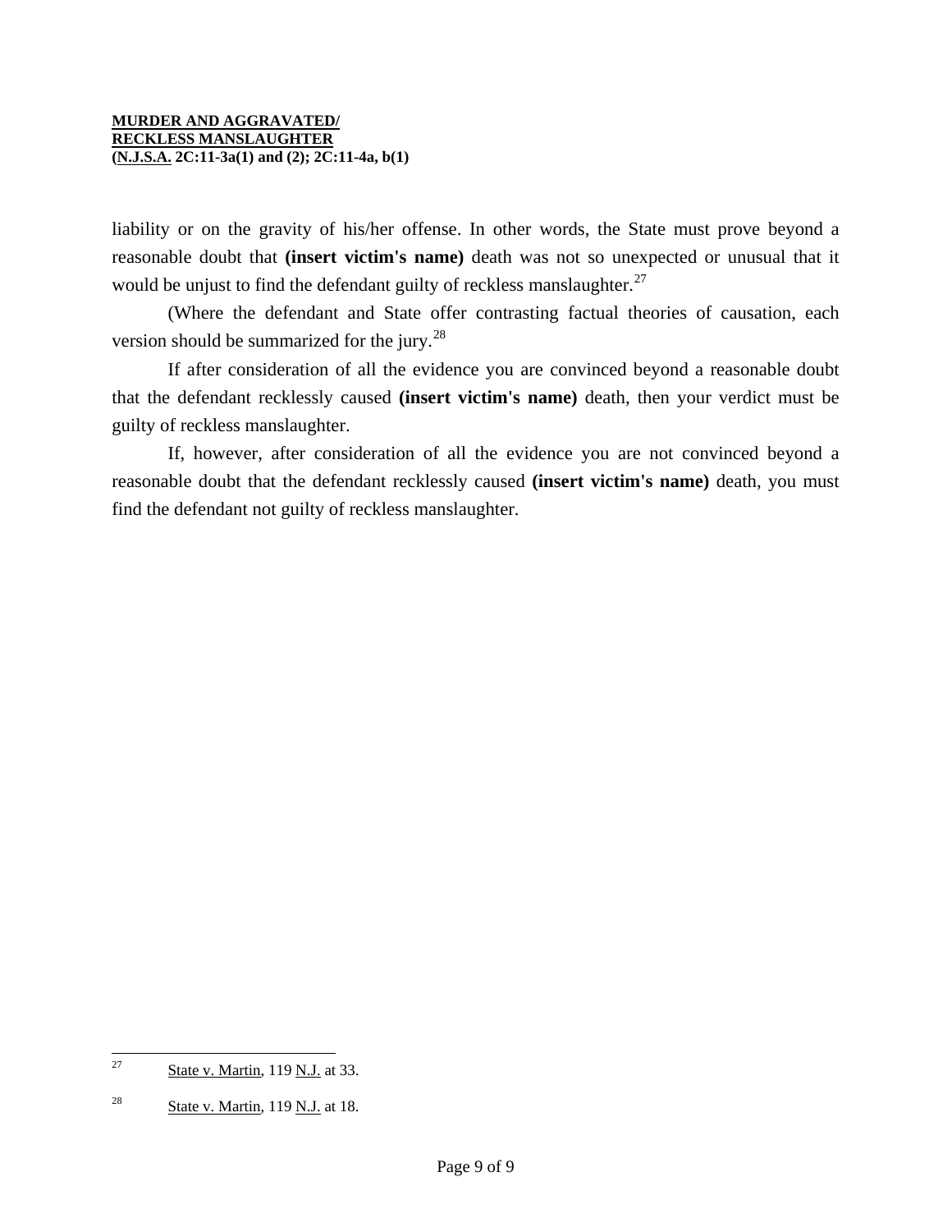liability or on the gravity of his/her offense. In other words, the State must prove beyond a reasonable doubt that **(insert victim's name)** death was not so unexpected or unusual that it would be unjust to find the defendant guilty of reckless manslaughter.[27]

(Where the defendant and State offer contrasting factual theories of causation, each version should be summarized for the jury.[28]

If after consideration of all the evidence you are convinced beyond a reasonable doubt that the defendant recklessly caused **(insert victim's name)** death, then your verdict must be guilty of reckless manslaughter.

If, however, after consideration of all the evidence you are not convinced beyond a reasonable doubt that the defendant recklessly caused **(insert victim's name)** death, you must find the defendant not guilty of reckless manslaughter.

---

[27] State v. Martin, 119 N.J. at 33.

[28] State v. Martin, 119 N.J. at 18.